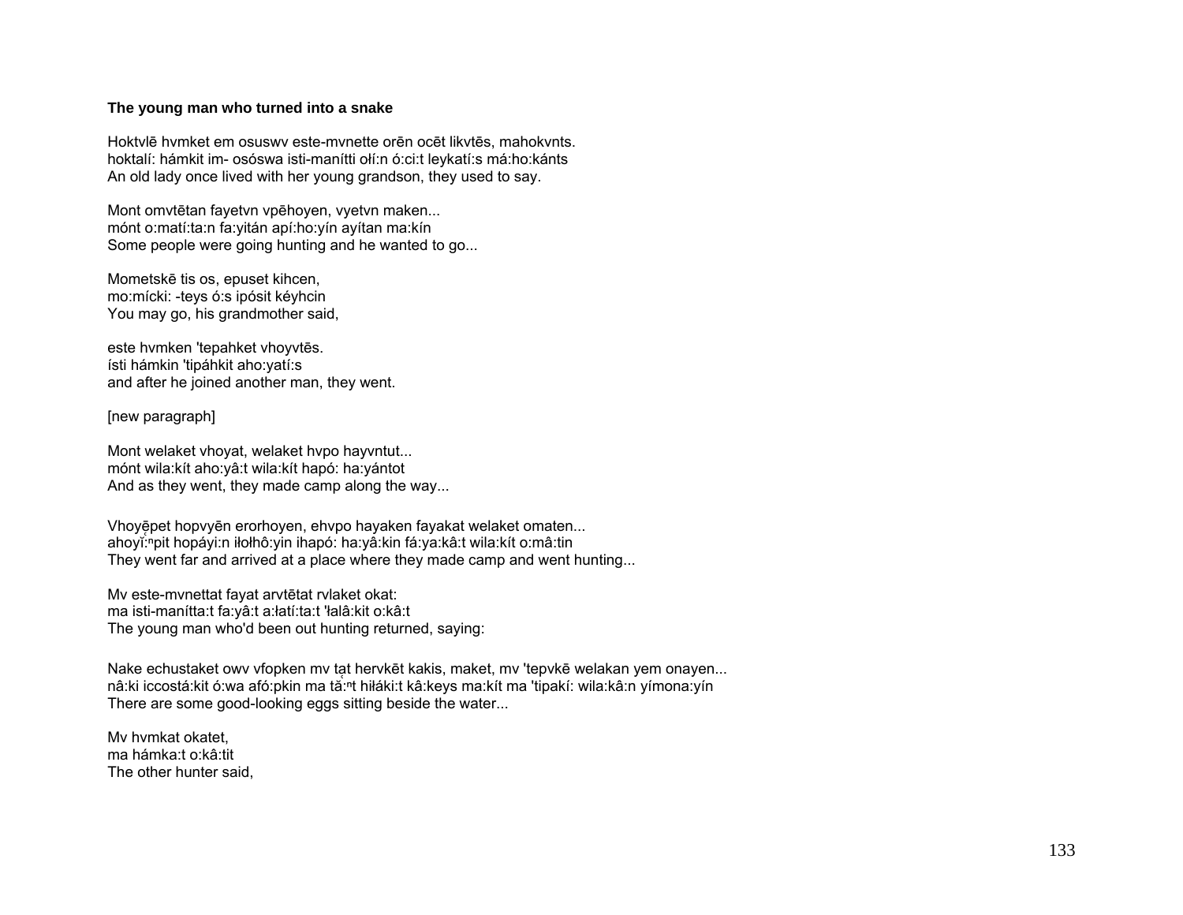**The young man who turned into a snake**

Hoktvlē hvmket em osuswv este-mvnette orēn ocēt likvtēs, mahokvnts.
hoktalí: hámkit im- osóswa isti-manítti ołí:n ó:ci:t leykatí:s má:ho:kánts
An old lady once lived with her young grandson, they used to say.

Mont omvtētan fayetvn vpēhoyen, vyetvn maken...
mónt o:matí:ta:n fa:yitán apí:ho:yín ayítan ma:kín
Some people were going hunting and he wanted to go...

Mometskē tis os, epuset kihcen,
mo:mícki: -teys ó:s ipósit kéyhcin
You may go, his grandmother said,

este hvmken 'tepahket vhoyvtēs.
ísti hámkin 'tipáhkit aho:yatí:s
and after he joined another man, they went.

[new paragraph]

Mont welaket vhoyat, welaket hvpo hayvntut...
mónt wila:kít aho:yâ:t wila:kít hapó: ha:yántot
And as they went, they made camp along the way...

Vhoyḗpet hopvyēn erorhoyen, ehvpo hayaken fayakat welaket omaten...
ahoyĭ̞:ⁿpit hopáyi:n iłořhô:yin ihapó: ha:yâ:kin fá:ya:kâ:t wila:kít o:mâ:tin
They went far and arrived at a place where they made camp and went hunting...

Mv este-mvnettat fayat arvtētat rvlaket okat:
ma isti-manítta:t fa:yâ:t a:łatí:ta:t 'łalâ:kit o:kâ:t
The young man who'd been out hunting returned, saying:

Nake echustaket owv vfopken mv tạt hervkēt kakis, maket, mv 'tepvkē welakan yem onayen...
nâ:ki iccostá:kit ó:wa afó:pkin ma tă̞:ⁿt hiłáki:t kâ:keys ma:kít ma 'tipakí: wila:kâ:n yímona:yín
There are some good-looking eggs sitting beside the water...

Mv hvmkat okatet,
ma hámka:t o:kâ:tit
The other hunter said,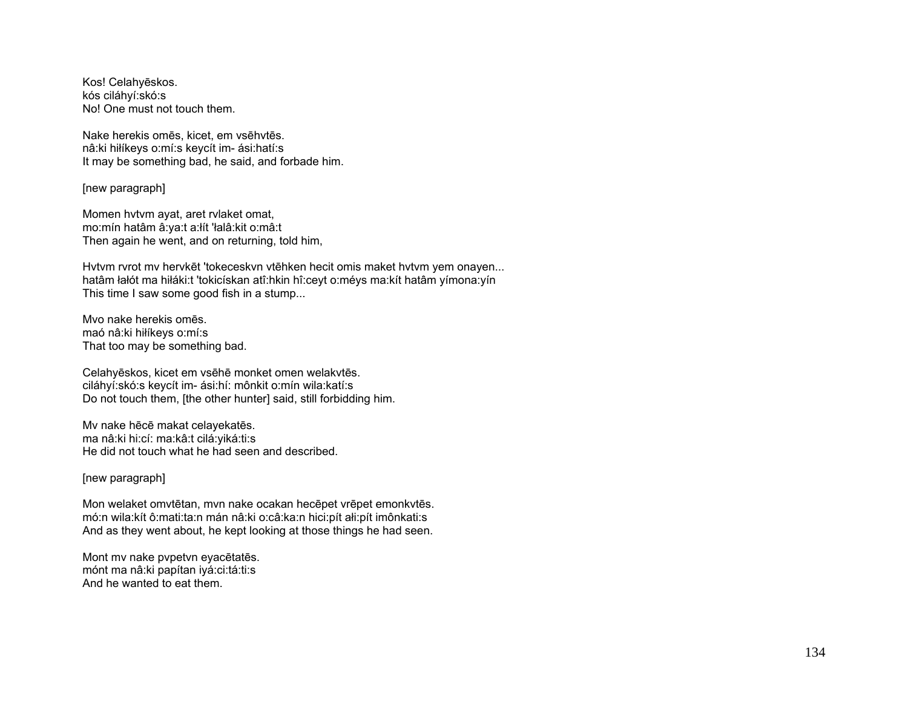Kos! Celahyēskos.
kós ciláhyí:skó:s
No! One must not touch them.

Nake herekis omēs, kicet, em vsēhvtēs.
nâ:ki hiłíkeys o:mí:s keycít im- ási:hatí:s
It may be something bad, he said, and forbade him.

[new paragraph]

Momen hvtvm ayat, aret rvlaket omat,
mo:mín hatâm â:ya:t a:łít 'łalâ:kit o:mâ:t
Then again he went, and on returning, told him,

Hvtvm rvrot mv hervkēt 'tokeceskvn vtēhken hecit omis maket hvtvm yem onayen...
hatâm łałót ma hiłáki:t 'tokicískan atî:hkin hî:ceyt o:méys ma:kít hatâm yímona:yín
This time I saw some good fish in a stump...

Mvo nake herekis omēs.
maó nâ:ki hiłíkeys o:mí:s
That too may be something bad.

Celahyēskos, kicet em vsēhē monket omen welakvtēs.
ciláhyí:skó:s keycít im- ási:hí: mônkit o:mín wila:katí:s
Do not touch them, [the other hunter] said, still forbidding him.

Mv nake hēcē makat celayekatēs.
ma nâ:ki hi:cí: ma:kâ:t cilá:yiká:ti:s
He did not touch what he had seen and described.

[new paragraph]

Mon welaket omvtētan, mvn nake ocakan hecēpet vrēpet emonkvtēs.
mó:n wila:kít ô:mati:ta:n mán nâ:ki o:câ:ka:n hici:pít ałi:pít imônkati:s
And as they went about, he kept looking at those things he had seen.

Mont mv nake pvpetvn eyacētatēs.
mónt ma nâ:ki papítan iyá:ci:tá:ti:s
And he wanted to eat them.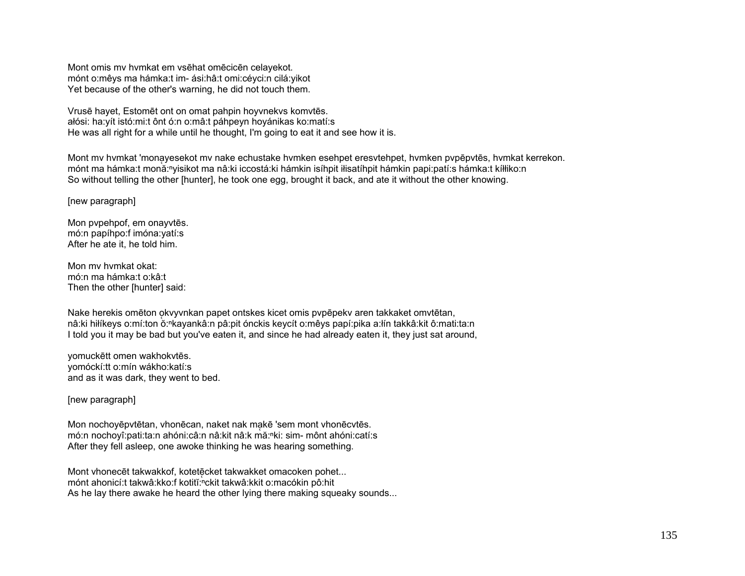Mont omis mv hvmkat em vsēhat omēcicēn celayekot.
mónt o:mêys ma hámka:t im- ási:hâ:t omi:céyci:n cilá:yikot
Yet because of the other's warning, he did not touch them.

Vrusē hayet, Estomēt ont on omat pahpin hoyvnekvs komvtēs.
ałósi: ha:yít istó:mi:t ônt ó:n o:mâ:t páhpeyn hoyánikas ko:matí:s
He was all right for a while until he thought, I'm going to eat it and see how it is.

Mont mv hvmkat 'monạyesekot mv nake echustake hvmken esehpet eresvtehpet, hvmken pvpēpvtēs, hvmkat kerrekon.
mónt ma hámka:t monă̰:ⁿyisikot ma nâ:ki iccostá:ki hámkin isíhpit iłisatíhpit hámkin papi:patí:s hámka:t kíłłiko:n
So without telling the other [hunter], he took one egg, brought it back, and ate it without the other knowing.

[new paragraph]

Mon pvpehpof, em onayvtēs.
mó:n papíhpo:f imóna:yatí:s
After he ate it, he told him.

Mon mv hvmkat okat:
mó:n ma hámka:t o:kâ:t
Then the other [hunter] said:

Nake herekis omēton ọkvyvnkan papet ontskes kicet omis pvpēpekv aren takkaket omvtētan,
nâ:ki hiłíkeys o:mí:ton ŏ̰:ⁿkayankâ:n pâ:pit ónckis keycít o:mêys papí:pika a:łín takkâ:kit ô:mati:ta:n
I told you it may be bad but you've eaten it, and since he had already eaten it, they just sat around,

yomuckētt omen wakhokvtēs.
yomóckí:tt o:mín wákho:katí:s
and as it was dark, they went to bed.

[new paragraph]

Mon nochoyēpvtētan, vhonēcan, naket nak mạkē 'sem mont vhonēcvtēs.
mó:n nochoyî:pati:ta:n ahóni:câ:n nâ:kit nâ:k mă̰:ⁿki: sim- mônt ahóni:catí:s
After they fell asleep, one awoke thinking he was hearing something.

Mont vhonecēt takwakkof, kotetḛ̄cket takwakket omacoken pohet...
mónt ahonicí:t takwâ:kko:f kotitḭ̆:ⁿckit takwâ:kkit o:macókin pô:hit
As he lay there awake he heard the other lying there making squeaky sounds...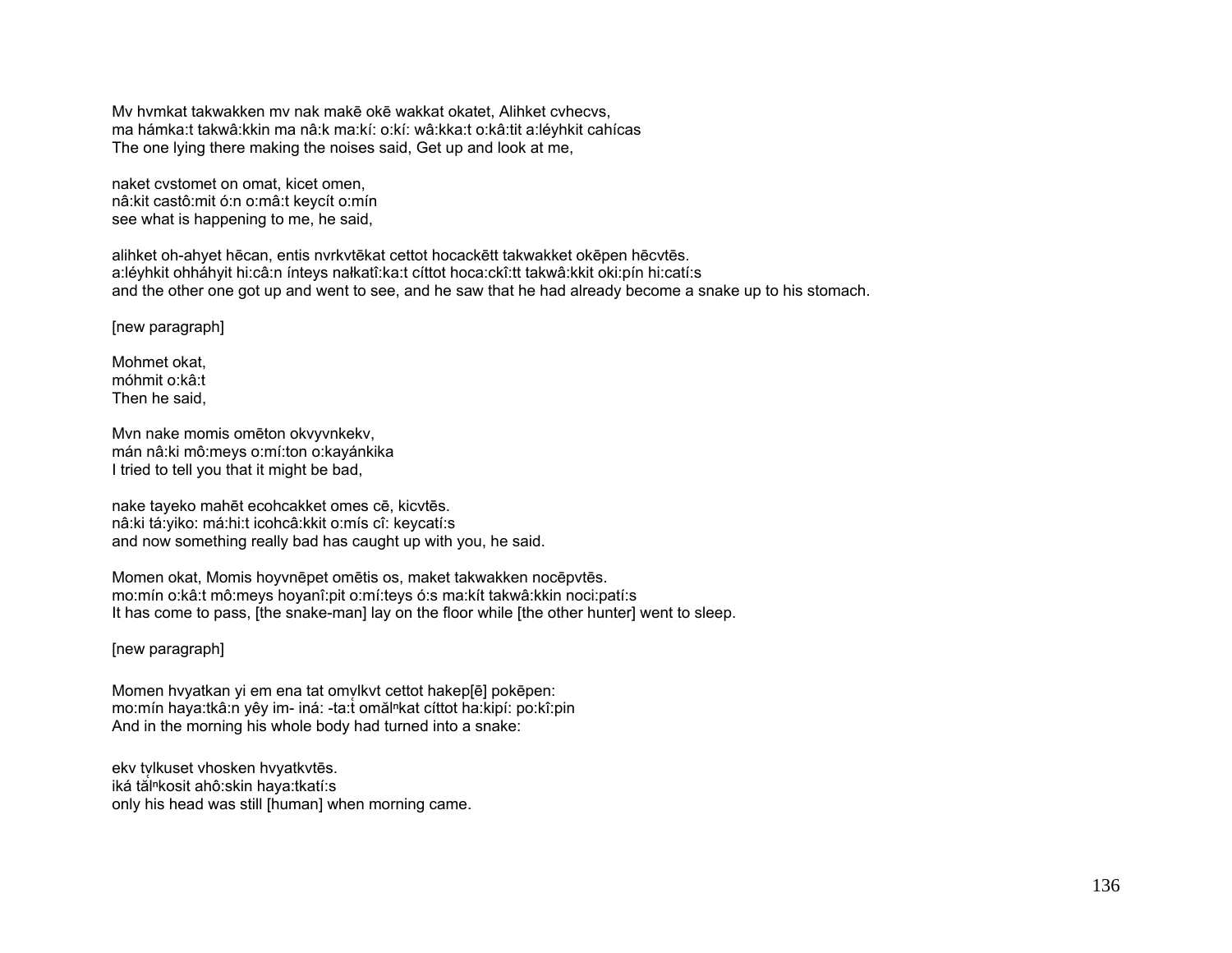Mv hvmkat takwakken mv nak makē okē wakkat okatet, Alihket cvhecvs,
ma hámka:t takwâ:kkin ma nâ:k ma:kí: o:kí: wâ:kka:t o:kâ:tit a:léyhkit cahícas
The one lying there making the noises said, Get up and look at me,

naket cvstomet on omat, kicet omen,
nâ:kit castô:mit ó:n o:mâ:t keycít o:mín
see what is happening to me, he said,

alihket oh-ahyet hēcan, entis nvrkvtēkat cettot hocackētt takwakket okēpen hēcvtēs.
a:léyhkit ohháhyit hi:câ:n ínteys nałkatî:ka:t cíttot hoca:ckî:tt takwâ:kkit oki:pín hi:catí:s
and the other one got up and went to see, and he saw that he had already become a snake up to his stomach.

[new paragraph]

Mohmet okat,
móhmit o:kâ:t
Then he said,

Mvn nake momis omēton okvyvnkekv,
mán nâ:ki mô:meys o:mí:ton o:kayánkika
I tried to tell you that it might be bad,

nake tayeko mahēt ecohcakket omes cē, kicvtēs.
nâ:ki tá:yiko: má:hi:t icohcâ:kkit o:mís cî: keycatí:s
and now something really bad has caught up with you, he said.

Momen okat, Momis hoyvnēpet omētis os, maket takwakken nocēpvtēs.
mo:mín o:kâ:t mô:meys hoyanî:pit o:mí:teys ó:s ma:kít takwâ:kkin noci:patí:s
It has come to pass, [the snake-man] lay on the floor while [the other hunter] went to sleep.

[new paragraph]

Momen hvyatkan yi em ena tat omvlkvt cettot hakep[ē] pokēpen:
mo:mín haya:tkâ:n yêy im- iná: -ta:t̜ omălⁿkat cíttot ha:kipí: po:kî:pin
And in the morning his whole body had turned into a snake:

ekv tvlkuset vhosken hvyatkvtēs.
iká tălⁿkosit ahô:skin haya:tkatí:s
only his head was still [human] when morning came.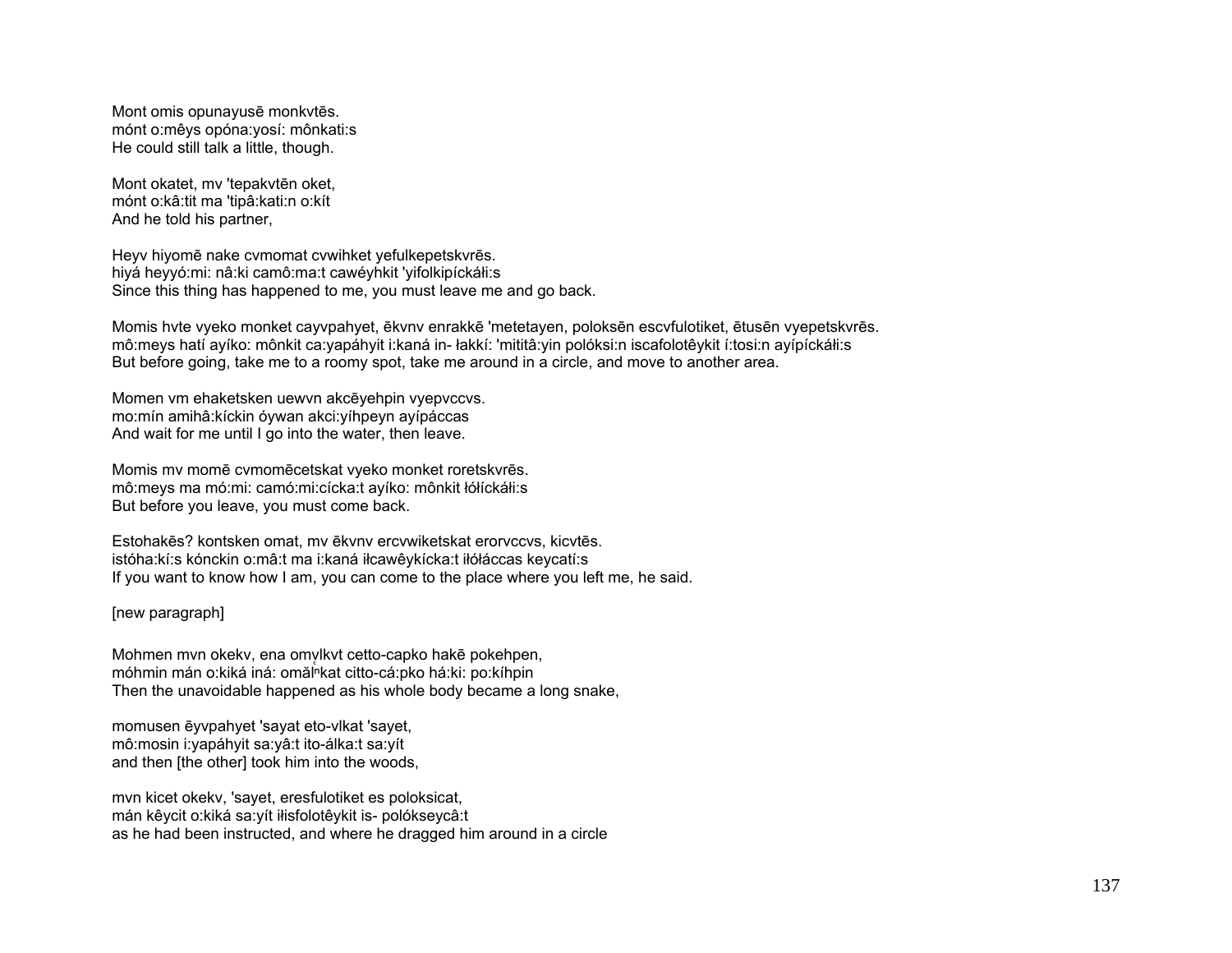Mont omis opunayusē monkvtēs.
mónt o:mêys opóna:yosí: mônkati:s
He could still talk a little, though.

Mont okatet, mv 'tepakvtēn oket,
mónt o:kâ:tit ma 'tipâ:kati:n o:kít
And he told his partner,

Heyv hiyomē nake cvmomat cvwihket yefulkepetskvrēs.
hiyá heyyó:mi: nâ:ki camô:ma:t cawéyhkit 'yifolkipíckáłi:s
Since this thing has happened to me, you must leave me and go back.

Momis hvte vyeko monket cayvpahyet, ēkvnv enrakkē 'metetayen, poloksēn escvfulotiket, ētusēn vyepetskvrēs.
mô:meys hatí ayíko: mônkit ca:yapáhyit i:kaná in- łakkí: 'mititâ:yin polóksi:n iscafolotêykit í:tosi:n ayípíckáłi:s
But before going, take me to a roomy spot, take me around in a circle, and move to another area.

Momen vm ehaketsken uewvn akcēyehpin vyepvccvs.
mo:mín amihâ:kíckin óywan akci:yíhpeyn ayípáccas
And wait for me until I go into the water, then leave.

Momis mv momē cvmomēcetskat vyeko monket roretskvrēs.
mô:meys ma mó:mi: camó:mi:cícka:t ayíko: mônkit łółíckáłi:s
But before you leave, you must come back.

Estohakēs? kontsken omat, mv ēkvnv ercvwiketskat erorvccvs, kicvtēs.
istóha:kí:s kónckin o:mâ:t ma i:kaná iłcawêykícka:t iłółáccas keycatí:s
If you want to know how I am, you can come to the place where you left me, he said.

[new paragraph]

Mohmen mvn okekv, ena omv̹lkvt cetto-capko hakē pokehpen,
móhmin mán o:kiká iná: omă̹lⁿkat citto-cá:pko há:ki: po:kíhpin
Then the unavoidable happened as his whole body became a long snake,

momusen ēyvpahyet 'sayat eto-vlkat 'sayet,
mô:mosin i:yapáhyit sa:yâ:t ito-álka:t sa:yít
and then [the other] took him into the woods,

mvn kicet okekv, 'sayet, eresfulotiket es poloksicat,
mán kêycit o:kiká sa:yít iłisfolotêykit is- polókseycâ:t
as he had been instructed, and where he dragged him around in a circle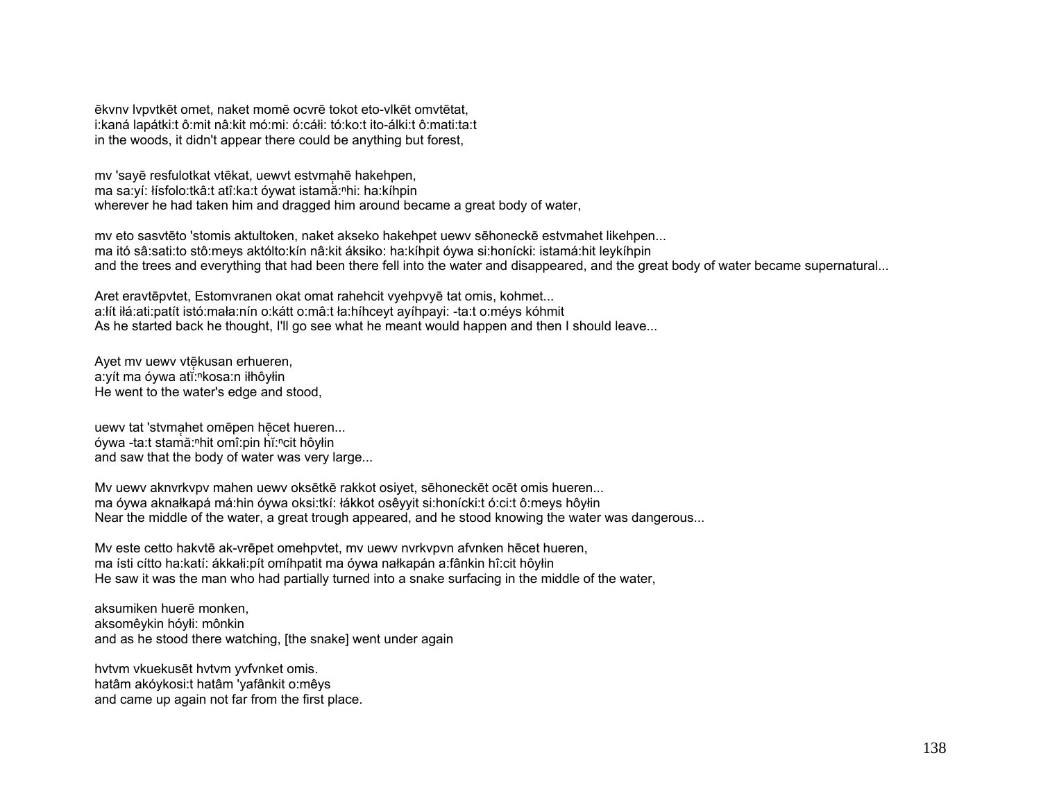ēkvnv lvpvtkēt omet, naket momē ocvrē tokot eto-vlkēt omvtētat,
i:kaná lapátki:t ô:mit nâ:kit mó:mi: ó:cáłi: tó:ko:t ito-álki:t ô:mati:ta:t
in the woods, it didn't appear there could be anything but forest,

mv 'sayē resfulotkat vtēkat, uewvt estvmahē hakehpen,
ma sa:yí: łísfolo:tkâ:t atî:ka:t óywat istamă̧:ⁿhi: ha:kíhpin
wherever he had taken him and dragged him around became a great body of water,

mv eto sasvtēto 'stomis aktultoken, naket akseko hakehpet uewv sēhoneckē estvmahet likehpen...
ma itó sâ:sati:to stô:meys aktólto:kín nâ:kit áksiko: ha:kíhpit óywa si:honícki: istamá:hit leykíhpin
and the trees and everything that had been there fell into the water and disappeared, and the great body of water became supernatural...

Aret eravtēpvtet, Estomvranen okat omat rahehcit vyehpvyē tat omis, kohmet...
a:łít iłá:ati:patít istó:mała:nín o:kátt o:mâ:t ła:híhceyt ayíhpayi: -ta:t o:méys kóhmit
As he started back he thought, I'll go see what he meant would happen and then I should leave...

Ayet mv uewv vtȩ̄kusan erhueren,
a:yít ma óywa atĭ̧:ⁿkosa:n iłhôyłin
He went to the water's edge and stood,

uewv tat 'stvmahet omēpen hȩ̄cet hueren...
óywa -ta:t stamă̧:ⁿhit omî:pin hĭ̧:ⁿcit hôyłin
and saw that the body of water was very large...

Mv uewv aknvrkvpv mahen uewv oksētkē rakkot osiyet, sēhoneckēt ocēt omis hueren...
ma óywa aknałkapá má:hin óywa oksi:tkí: łákkot osêyyit si:honícki:t ó:ci:t ô:meys hôyłin
Near the middle of the water, a great trough appeared, and he stood knowing the water was dangerous...

Mv este cetto hakvtē ak-vrēpet omehpvtet, mv uewv nvrkvpvn afvnken hēcet hueren,
ma ísti cítto ha:katí: ákkałi:pít omíhpatit ma óywa nałkapán a:fânkin hî:cit hôyłin
He saw it was the man who had partially turned into a snake surfacing in the middle of the water,

aksumiken huerē monken,
aksomêykin hóyłi: mônkin
and as he stood there watching, [the snake] went under again

hvtvm vkuekusēt hvtvm yvfvnket omis.
hatâm akóykosi:t hatâm 'yafânkit o:mêys
and came up again not far from the first place.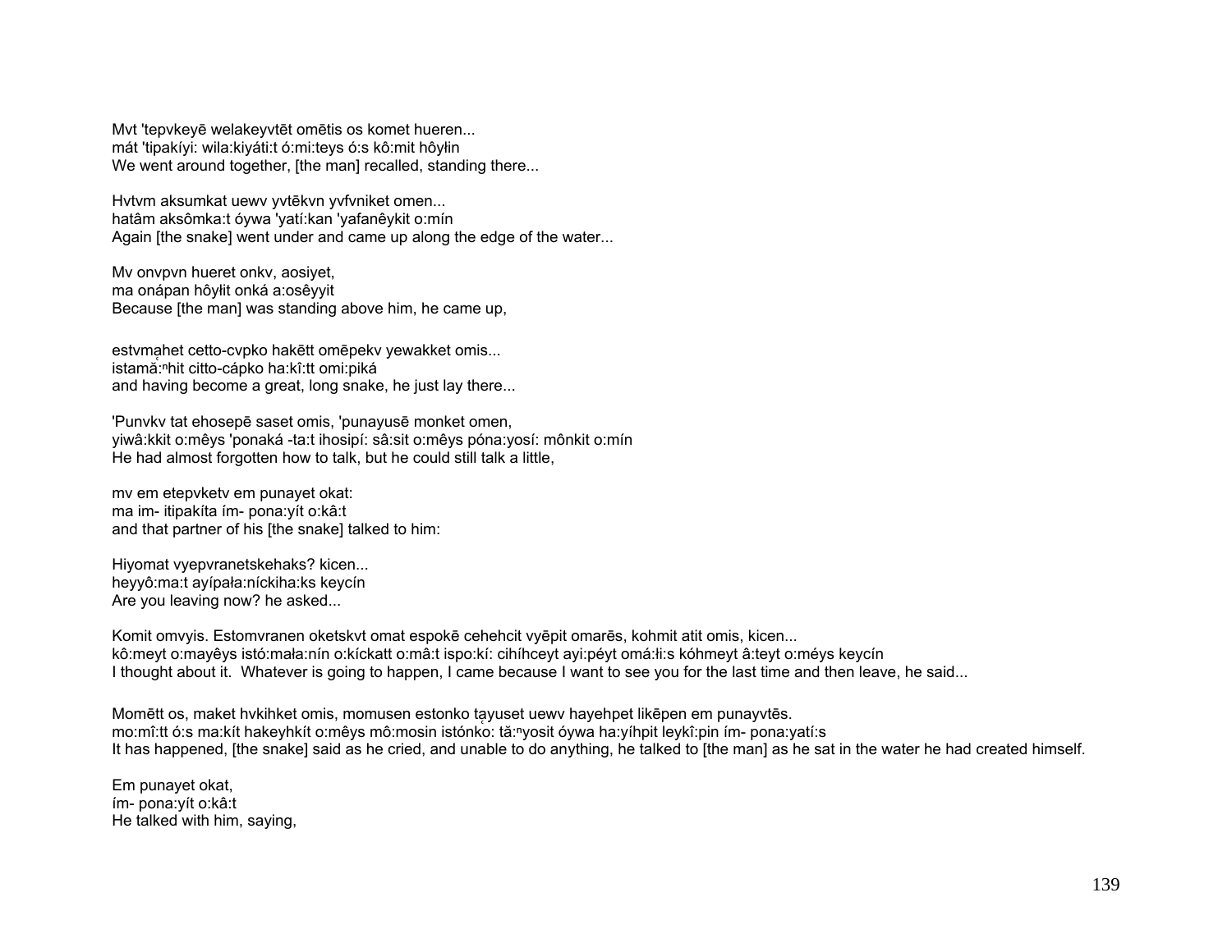Mvt 'tepvkeyē welakeyvtēt omētis os komet hueren...
mát 'tipakíyi: wila:kiyáti:t ó:mi:teys ó:s kô:mit hôyłin
We went around together, [the man] recalled, standing there...

Hvtvm aksumkat uewv yvtēkvn yvfvniket omen...
hatâm aksômka:t óywa 'yatí:kan 'yafanêykit o:mín
Again [the snake] went under and came up along the edge of the water...

Mv onvpvn hueret onkv, aosiyet,
ma onápan hôyłit onká a:osêyyit
Because [the man] was standing above him, he came up,

estvmạhet cetto-cvpko hakētt omēpekv yewakket omis...
istamă̜:$^{n}$hit citto-cápko ha:kî:tt omi:piká
and having become a great, long snake, he just lay there...

'Punvkv tat ehosepē saset omis, 'punayusē monket omen,
yiwâ:kkit o:mêys 'ponaká -ta:t ihosipí: sâ:sit o:mêys póna:yosí: mônkit o:mín
He had almost forgotten how to talk, but he could still talk a little,

mv em etepvketv em punayet okat:
ma im- itipakíta ím- pona:yít o:kâ:t
and that partner of his [the snake] talked to him:

Hiyomat vyepvranetskehaks? kicen...
heyyô:ma:t ayípała:níckiha:ks keycín
Are you leaving now? he asked...

Komit omvyis. Estomvranen oketskvt omat espokē cehehcit vyēpit omarēs, kohmit atit omis, kicen...
kô:meyt o:mayêys istó:mała:nín o:kíckatt o:mâ:t ispo:kí: cihíhceyt ayi:péyt omá:łi:s kóhmeyt â:teyt o:méys keycín
I thought about it. Whatever is going to happen, I came because I want to see you for the last time and then leave, he said...

Momētt os, maket hvkihket omis, momusen estonko tạyuset uewv hayehpet likēpen em punayvtēs.
mo:mî:tt ó:s ma:kít hakeyhkít o:mêys mô:mosin istónko: tă̜:$^{n}$yosit óywa ha:yíhpit leykî:pin ím- pona:yatí:s
It has happened, [the snake] said as he cried, and unable to do anything, he talked to [the man] as he sat in the water he had created himself.

Em punayet okat,
ím- pona:yít o:kâ:t
He talked with him, saying,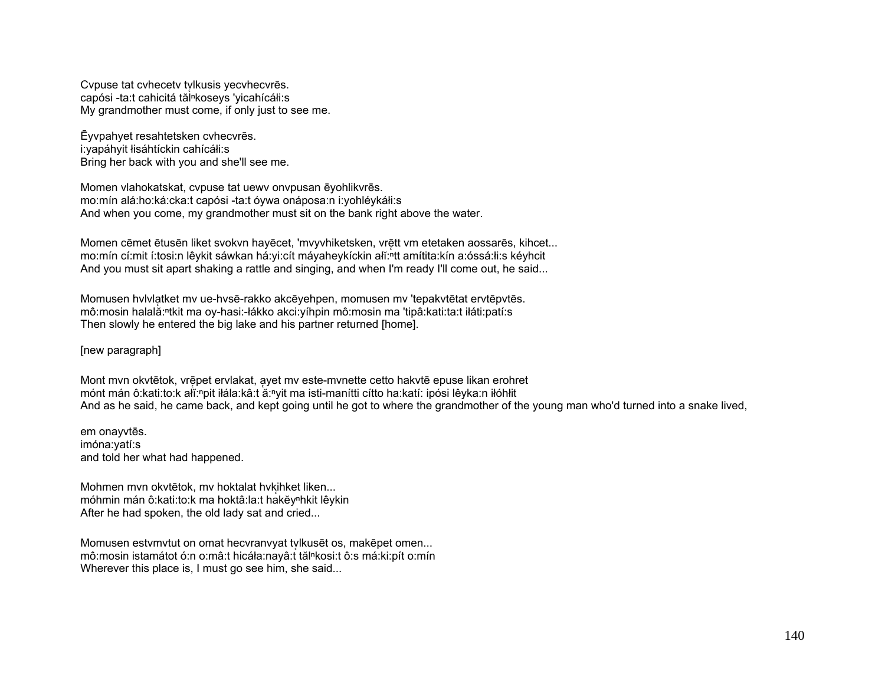Cvpuse tat cvhecetv tṿlkusis yecvhecvrēs.
capósi -ta:t cahicitá tă̹lⁿkoseys 'yicahícáłi:s
My grandmother must come, if only just to see me.

Ēyvpahyet resahtetsken cvhecvrēs.
i:yapáhyit łisáhtíckin cahícáłi:s
Bring her back with you and she'll see me.

Momen vlahokatskat, cvpuse tat uewv onvpusan ēyohlikvrēs.
mo:mín alá:ho:ká:cka:t capósi -ta:t óywa onáposa:n i:yohléykáłi:s
And when you come, my grandmother must sit on the bank right above the water.

Momen cēmet ētusēn liket svokvn hayēcet, 'mvyvhiketsken, vrẹ̄tt vm etetaken aossarēs, kihcet...
mo:mín cí:mit í:tosi:n lêykit sáwkan há:yi:cít máyaheykíckin ałĭ̹:ⁿtt amítita:kín a:óssá:łi:s kéyhcit
And you must sit apart shaking a rattle and singing, and when I'm ready I'll come out, he said...

Momusen hvlvlạtket mv ue-hvsē-rakko akcēyehpen, momusen mv 'tepakvtētat ervtēpvtēs.
mô:mosin halală̹:ⁿtkit ma oy-hasi:-łákko akci:yíhpin mô:mosin ma 'tipâ:kati:ta:t iłáti:patí:s
Then slowly he entered the big lake and his partner returned [home].

[new paragraph]

Mont mvn okvtētok, vrẹ̄pet ervlakat, ạyet mv este-mvnette cetto hakvtē epuse likan erohret
mónt mán ô:kati:to:k ałĭ̹:ⁿpit iłála:kâ:t ă̹:ⁿyit ma isti-manítti cítto ha:katí: ipósi lêyka:n iłóhłit
And as he said, he came back, and kept going until he got to where the grandmother of the young man who'd turned into a snake lived,

em onayvtēs.
imóna:yatí:s
and told her what had happened.

Mohmen mvn okvtētok, mv hoktalat hvkịhket liken...
móhmin mán ô:kati:to:k ma hoktâ:la:t hakĕ̹yⁿhkit lêykin
After he had spoken, the old lady sat and cried...

Momusen estvmvtut on omat hecvranvyat tṿlkusēt os, makēpet omen...
mô:mosin istamátot ó:n o:mâ:t hicáła:nayâ:t tă̹lⁿkosi:t ô:s má:ki:pít o:mín
Wherever this place is, I must go see him, she said...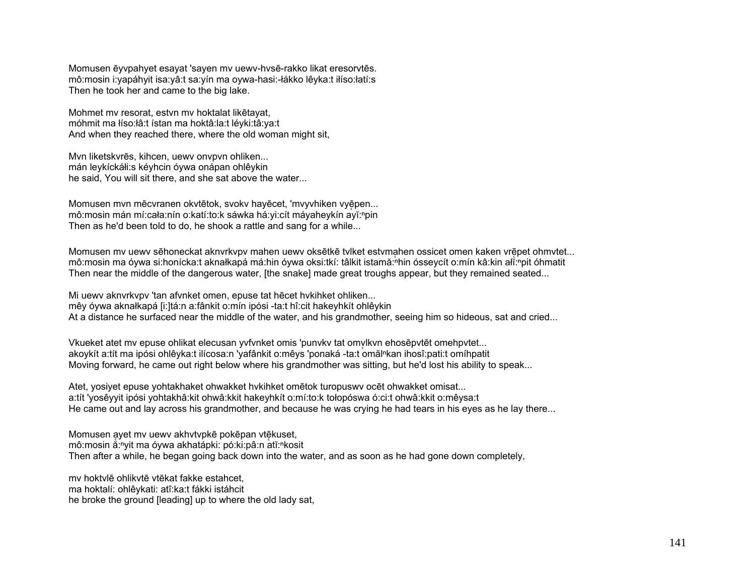Momusen ēyvpahyet esayat 'sayen mv uewv-hvsē-rakko likat eresorvtēs.
mô:mosin i:yapáhyit isa:yâ:t sa:yín ma oywa-hasi:-łákko lêyka:t iłíso:łatí:s
Then he took her and came to the big lake.

Mohmet mv resorat, estvn mv hoktalat likētayat,
móhmit ma łíso:łâ:t ístan ma hoktâ:la:t léyki:tâ:ya:t
And when they reached there, where the old woman might sit,

Mvn liketskvrēs, kihcen, uewv onvpvn ohliken...
mán leykícká̜:s kéyhcin óywa onápan ohlêykin
he said, You will sit there, and she sat above the water...

Momusen mvn mēcvranen okvtētok, svokv hayēcet, 'mvyvhiken vyę̄pen...
mô:mosin mán mí:cała:nín o:katí:to:k sáwka há:yi:cít máyaheykín ayĭ̜:ⁿpin
Then as he'd been told to do, he shook a rattle and sang for a while...

Momusen mv uewv sēhoneckat aknvrkvpv mahen uewv oksētkē tvlket estvmạhen ossicet omen kaken vrę̄pet ohmvtet...
mô:mosin ma óywa si:honícka:t aknałkapá má:hin óywa oksi:tkí: tâlkit istamă̜:ⁿhin ósseycít o:mín kâ:kin ałĭ̜:ⁿpit óhmatit
Then near the middle of the dangerous water, [the snake] made great troughs appear, but they remained seated...

Mi uewv aknvrkvpv 'tan afvnket omen, epuse tat hēcet hvkihket ohliken...
mêy óywa aknałkapá [i:]tá:n a:fânkit o:mín ipósi -ta:t hî:cit hakeyhkít ohlêykin
At a distance he surfaced near the middle of the water, and his grandmother, seeing him so hideous, sat and cried...

Vkueket atet mv epuse ohlikat elecusan yvfvnket omis 'punvkv tat omṿlkvn ehosēpvtēt omehpvtet...
akoykít a:tít ma ipósi ohlêyka:t ilícosa:n 'yafânkit o:mêys 'ponaká -ta:t omă̜lⁿkan ihosî:pati:t omíhpatit
Moving forward, he came out right below where his grandmother was sitting, but he'd lost his ability to speak...

Atet, yosiyet epuse yohtakhaket ohwakket hvkihket omētok turopuswv ocēt ohwakket omisat...
a:tít 'yosêyyit ipósi yohtakhâ:kit ohwâ:kkit hakeyhkít o:mí:to:k tołopóswa ó:ci:t ohwâ:kkit o:mêysa:t
He came out and lay across his grandmother, and because he was crying he had tears in his eyes as he lay there...

Momusen ạyet mv uewv akhvtvpkē pokēpan vtę̄kuset,
mô:mosin ắ:ⁿyit ma óywa akhatápki: pó:ki:pâ:n atĭ̜:ⁿkosit
Then after a while, he began going back down into the water, and as soon as he had gone down completely,

mv hoktvlē ohlikvtē vtēkat fakke estahcet,
ma hoktalí: ohlêykati: atî:ka:t fákki istáhcit
he broke the ground [leading] up to where the old lady sat,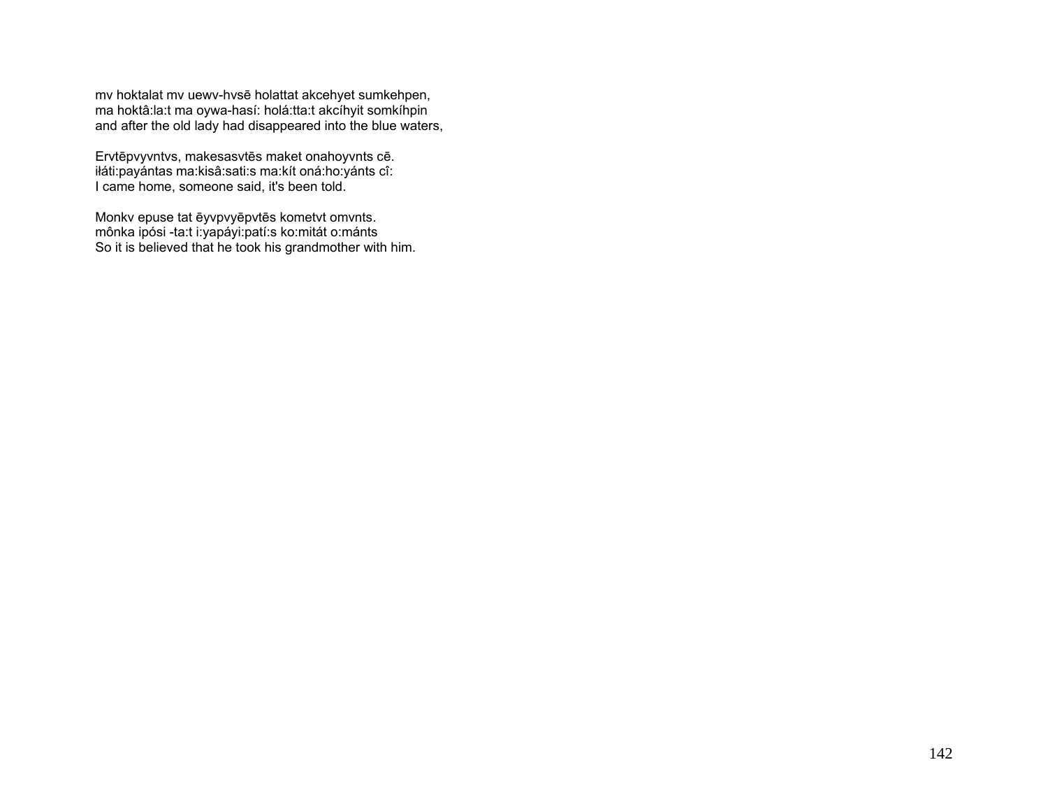mv hoktalat mv uewv-hvsē holattat akcehyet sumkehpen,
ma hoktâ:la:t ma oywa-hasí: holá:tta:t akcíhyit somkíhpin
and after the old lady had disappeared into the blue waters,

Ervtēpvyvntvs, makesasvtēs maket onahoyvnts cē.
iłáti:payántas ma:kisâ:sati:s ma:kít oná:ho:yánts cî:
I came home, someone said, it's been told.

Monkv epuse tat ēyvpvyēpvtēs kometvt omvnts.
mônka ipósi -ta:t i:yapáyi:patí:s ko:mitát o:mánts
So it is believed that he took his grandmother with him.